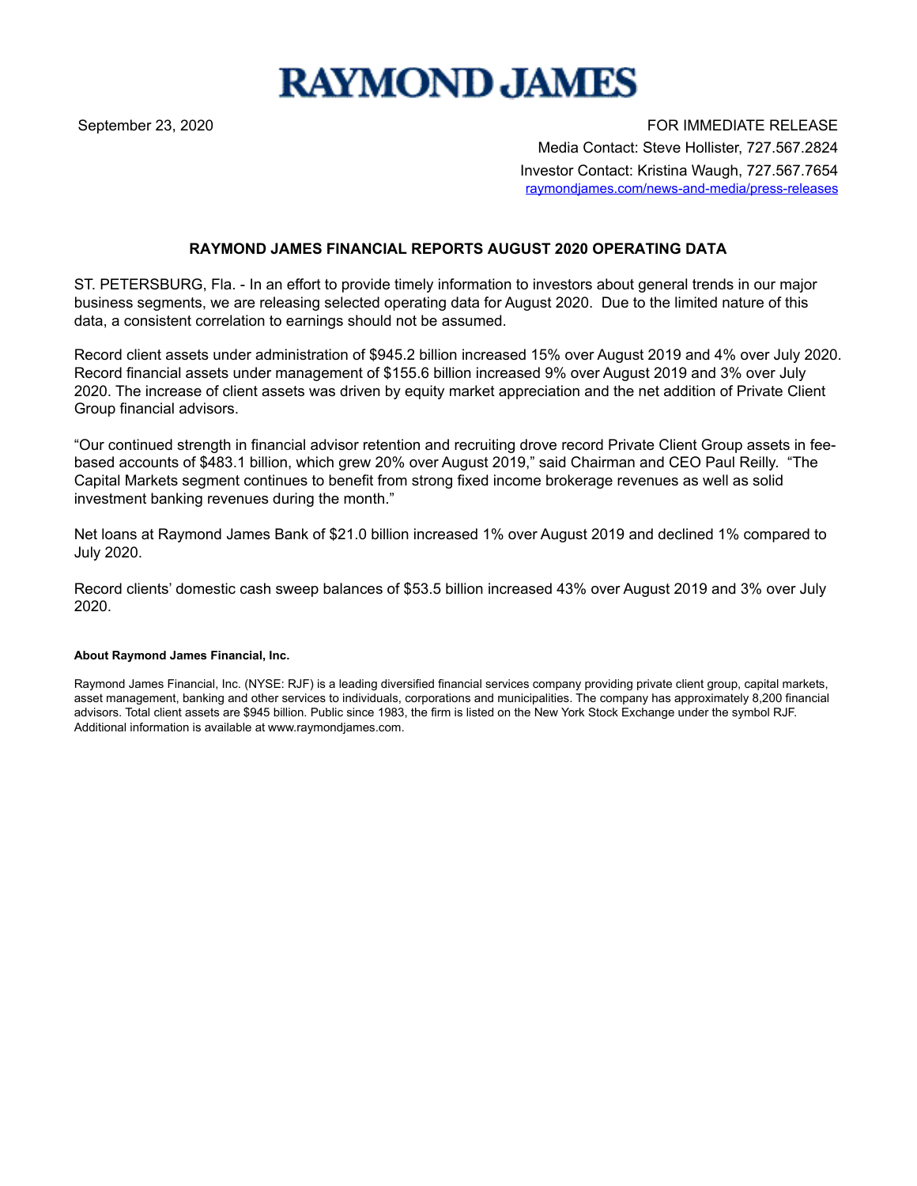# RAYMOND JAMES

September 23, 2020

FOR IMMEDIATE RELEASE

Media Contact: Steve Hollister, 727.567.2824

Investor Contact: Kristina Waugh, 727.567.7654

raymondjames.com/news-and-media/press-releases

## RAYMOND JAMES FINANCIAL REPORTS AUGUST 2020 OPERATING DATA

ST. PETERSBURG, Fla. - In an effort to provide timely information to investors about general trends in our major business segments, we are releasing selected operating data for August 2020. Due to the limited nature of this data, a consistent correlation to earnings should not be assumed.

Record client assets under administration of $945.2 billion increased 15% over August 2019 and 4% over July 2020. Record financial assets under management of $155.6 billion increased 9% over August 2019 and 3% over July 2020. The increase of client assets was driven by equity market appreciation and the net addition of Private Client Group financial advisors.

"Our continued strength in financial advisor retention and recruiting drove record Private Client Group assets in fee-based accounts of $483.1 billion, which grew 20% over August 2019," said Chairman and CEO Paul Reilly. "The Capital Markets segment continues to benefit from strong fixed income brokerage revenues as well as solid investment banking revenues during the month."

Net loans at Raymond James Bank of $21.0 billion increased 1% over August 2019 and declined 1% compared to July 2020.

Record clients' domestic cash sweep balances of $53.5 billion increased 43% over August 2019 and 3% over July 2020.

**About Raymond James Financial, Inc.**

Raymond James Financial, Inc. (NYSE: RJF) is a leading diversified financial services company providing private client group, capital markets, asset management, banking and other services to individuals, corporations and municipalities. The company has approximately 8,200 financial advisors. Total client assets are $945 billion. Public since 1983, the firm is listed on the New York Stock Exchange under the symbol RJF. Additional information is available at www.raymondjames.com.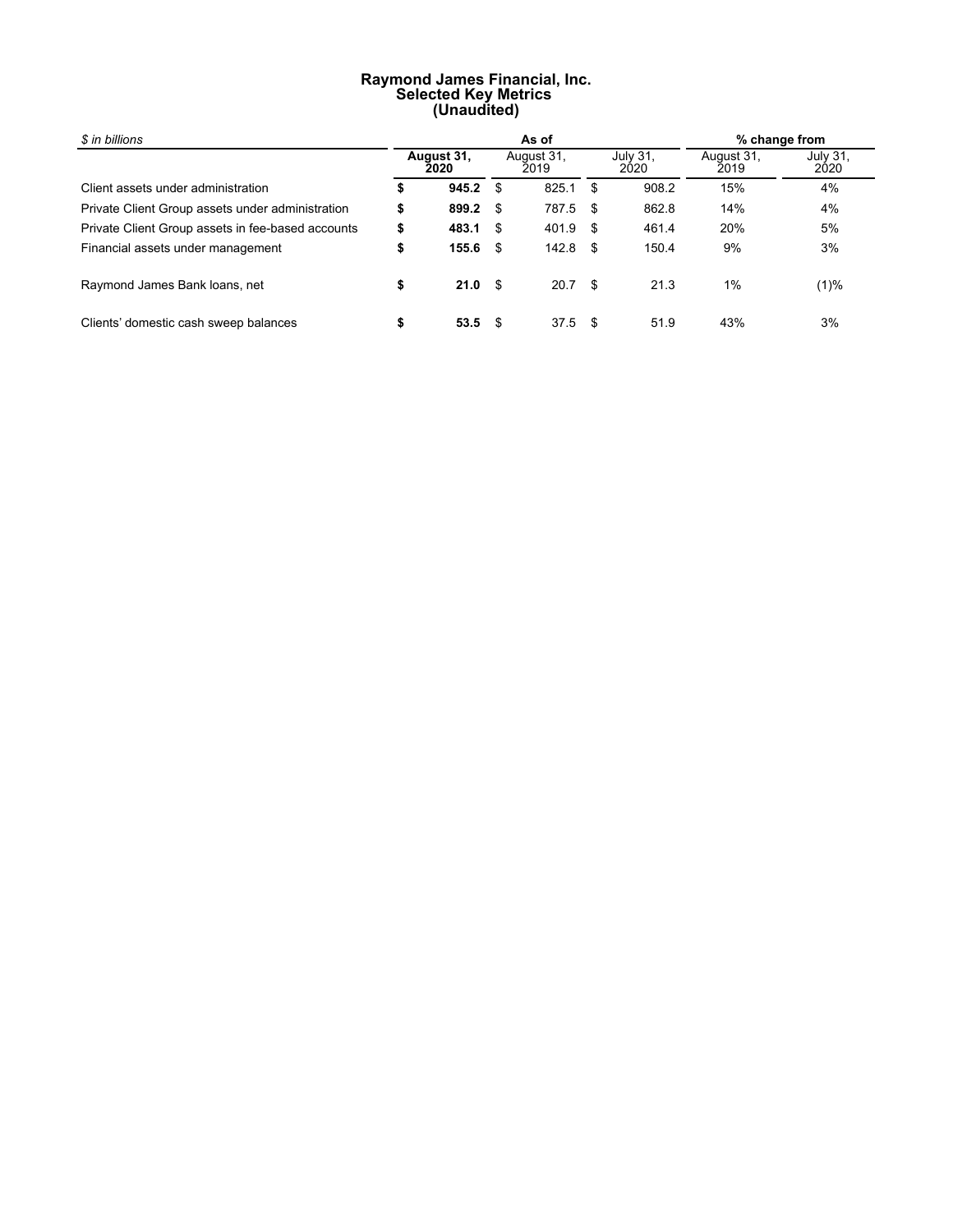# Raymond James Financial, Inc.
## Selected Key Metrics
## (Unaudited)

| *$ in billions* | As of | | | % change from | |
|---|---|---|---|---|---|
| | **August 31, 2020** | August 31, 2019 | July 31, 2020 | August 31, 2019 | July 31, 2020 |
| Client assets under administration | **$ 945.2** | $ 825.1 | $ 908.2 | 15% | 4% |
| Private Client Group assets under administration | **$ 899.2** | $ 787.5 | $ 862.8 | 14% | 4% |
| Private Client Group assets in fee-based accounts | **$ 483.1** | $ 401.9 | $ 461.4 | 20% | 5% |
| Financial assets under management | **$ 155.6** | $ 142.8 | $ 150.4 | 9% | 3% |
| Raymond James Bank loans, net | **$ 21.0** | $ 20.7 | $ 21.3 | 1% | (1)% |
| Clients' domestic cash sweep balances | **$ 53.5** | $ 37.5 | $ 51.9 | 43% | 3% |